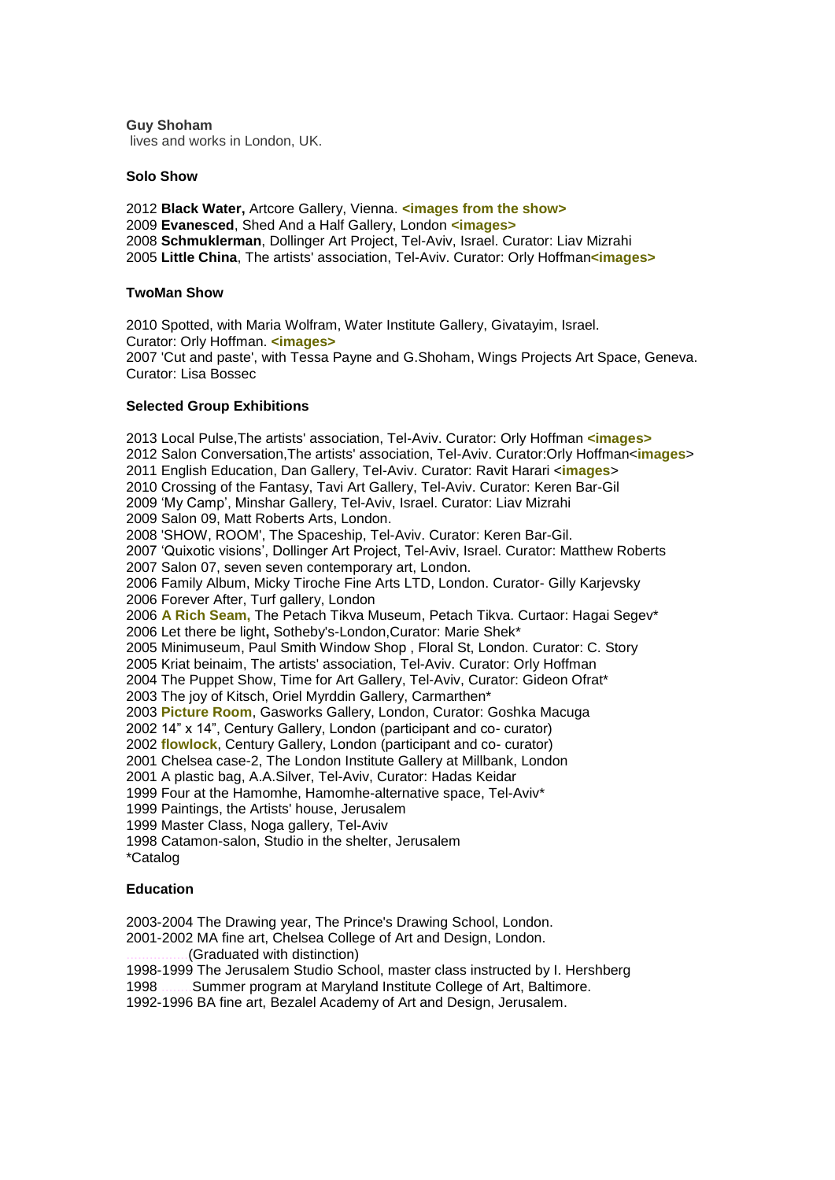**Guy Shoham**
lives and works in London, UK.

**Solo Show**

2012 **Black Water,** Artcore Gallery, Vienna. **<images from the show>**
2009 **Evanesced**, Shed And a Half Gallery, London **<images>**
2008 **Schmuklerman**, Dollinger Art Project, Tel-Aviv, Israel. Curator: Liav Mizrahi
2005 **Little China**, The artists' association, Tel-Aviv. Curator: Orly Hoffman**<images>**

**TwoMan Show**

2010 Spotted, with Maria Wolfram, Water Institute Gallery, Givatayim, Israel.
Curator: Orly Hoffman. **<images>**
2007 'Cut and paste', with Tessa Payne and G.Shoham, Wings Projects Art Space, Geneva.
Curator: Lisa Bossec

**Selected Group Exhibitions**

2013 Local Pulse,The artists' association, Tel-Aviv. Curator: Orly Hoffman **<images>**
2012 Salon Conversation,The artists' association, Tel-Aviv. Curator:Orly Hoffman<**images**>
2011 English Education, Dan Gallery, Tel-Aviv. Curator: Ravit Harari <**images**>
2010 Crossing of the Fantasy, Tavi Art Gallery, Tel-Aviv. Curator: Keren Bar-Gil
2009 'My Camp', Minshar Gallery, Tel-Aviv, Israel. Curator: Liav Mizrahi
2009 Salon 09, Matt Roberts Arts, London.
2008 'SHOW, ROOM', The Spaceship, Tel-Aviv. Curator: Keren Bar-Gil.
2007 'Quixotic visions', Dollinger Art Project, Tel-Aviv, Israel. Curator: Matthew Roberts
2007 Salon 07, seven seven contemporary art, London.
2006 Family Album, Micky Tiroche Fine Arts LTD, London. Curator- Gilly Karjevsky
2006 Forever After, Turf gallery, London
2006 **A Rich Seam,** The Petach Tikva Museum, Petach Tikva. Curtaor: Hagai Segev*
2006 Let there be light**,** Sotheby's-London,Curator: Marie Shek*
2005 Minimuseum, Paul Smith Window Shop , Floral St, London. Curator: C. Story
2005 Kriat beinaim, The artists' association, Tel-Aviv. Curator: Orly Hoffman
2004 The Puppet Show, Time for Art Gallery, Tel-Aviv, Curator: Gideon Ofrat*
2003 The joy of Kitsch, Oriel Myrddin Gallery, Carmarthen*
2003 **Picture Room**, Gasworks Gallery, London, Curator: Goshka Macuga
2002 14" x 14", Century Gallery, London (participant and co- curator)
2002 **flowlock**, Century Gallery, London (participant and co- curator)
2001 Chelsea case-2, The London Institute Gallery at Millbank, London
2001 A plastic bag, A.A.Silver, Tel-Aviv, Curator: Hadas Keidar
1999 Four at the Hamomhe, Hamomhe-alternative space, Tel-Aviv*
1999 Paintings, the Artists' house, Jerusalem
1999 Master Class, Noga gallery, Tel-Aviv
1998 Catamon-salon, Studio in the shelter, Jerusalem
*Catalog

**Education**

2003-2004 The Drawing year, The Prince's Drawing School, London.
2001-2002 MA fine art, Chelsea College of Art and Design, London.
(Graduated with distinction)
1998-1999 The Jerusalem Studio School, master class instructed by I. Hershberg
1998 Summer program at Maryland Institute College of Art, Baltimore.
1992-1996 BA fine art, Bezalel Academy of Art and Design, Jerusalem.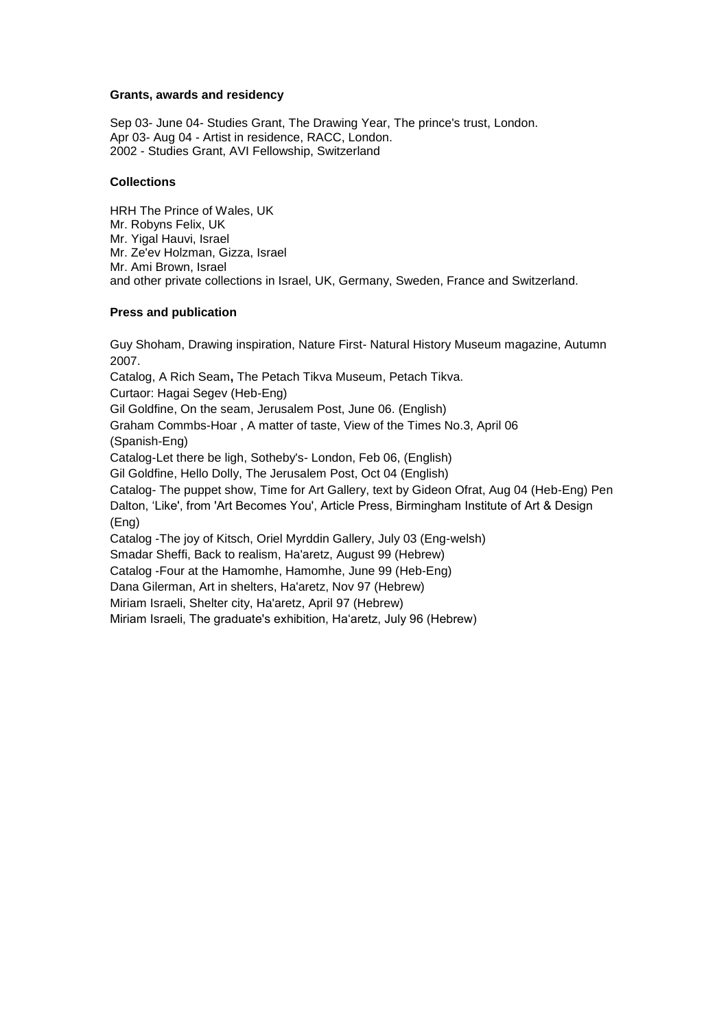**Grants, awards and residency**

Sep 03- June 04- Studies Grant, The Drawing Year, The prince's trust, London.
Apr 03- Aug 04 - Artist in residence, RACC, London.
2002 - Studies Grant, AVI Fellowship, Switzerland

**Collections**

HRH The Prince of Wales, UK
Mr. Robyns Felix, UK
Mr. Yigal Hauvi, Israel
Mr. Ze'ev Holzman, Gizza, Israel
Mr. Ami Brown, Israel
and other private collections in Israel, UK, Germany, Sweden, France and Switzerland.

**Press and publication**

Guy Shoham, Drawing inspiration, Nature First- Natural History Museum magazine, Autumn 2007.
Catalog, A Rich Seam**,** The Petach Tikva Museum, Petach Tikva.
Curtaor: Hagai Segev (Heb-Eng)
Gil Goldfine, On the seam, Jerusalem Post, June 06. (English)
Graham Commbs-Hoar , A matter of taste, View of the Times No.3, April 06 (Spanish-Eng)
Catalog-Let there be ligh, Sotheby's- London, Feb 06, (English)
Gil Goldfine, Hello Dolly, The Jerusalem Post, Oct 04 (English)
Catalog- The puppet show, Time for Art Gallery, text by Gideon Ofrat, Aug 04 (Heb-Eng) Pen Dalton, 'Like', from 'Art Becomes You', Article Press, Birmingham Institute of Art & Design (Eng)
Catalog -The joy of Kitsch, Oriel Myrddin Gallery, July 03 (Eng-welsh)
Smadar Sheffi, Back to realism, Ha'aretz, August 99 (Hebrew)
Catalog -Four at the Hamomhe, Hamomhe, June 99 (Heb-Eng)
Dana Gilerman, Art in shelters, Ha'aretz, Nov 97 (Hebrew)
Miriam Israeli, Shelter city, Ha'aretz, April 97 (Hebrew)
Miriam Israeli, The graduate's exhibition, Ha'aretz, July 96 (Hebrew)